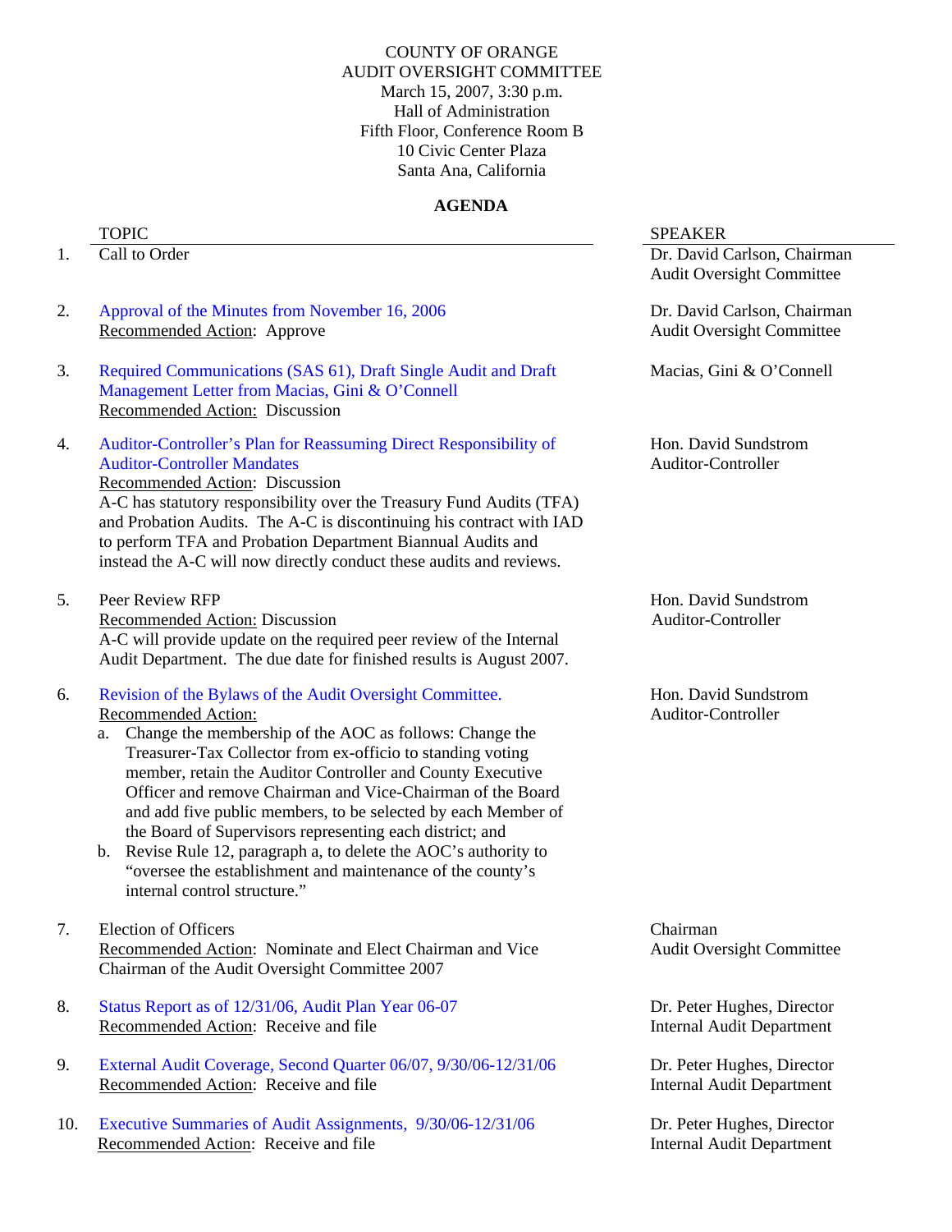COUNTY OF ORANGE
AUDIT OVERSIGHT COMMITTEE
March 15, 2007, 3:30 p.m.
Hall of Administration
Fifth Floor, Conference Room B
10 Civic Center Plaza
Santa Ana, California

## AGENDA

| | TOPIC | SPEAKER |
|---|---|---|
| 1. | Call to Order | Dr. David Carlson, Chairman<br>Audit Oversight Committee |
| 2. | Approval of the Minutes from November 16, 2006<br><u>Recommended Action</u>: Approve | Dr. David Carlson, Chairman<br>Audit Oversight Committee |
| 3. | Required Communications (SAS 61), Draft Single Audit and Draft Management Letter from Macias, Gini & O'Connell<br><u>Recommended Action:</u> Discussion | Macias, Gini & O'Connell |
| 4. | Auditor-Controller's Plan for Reassuming Direct Responsibility of Auditor-Controller Mandates<br><u>Recommended Action</u>: Discussion<br>A-C has statutory responsibility over the Treasury Fund Audits (TFA) and Probation Audits. The A-C is discontinuing his contract with IAD to perform TFA and Probation Department Biannual Audits and instead the A-C will now directly conduct these audits and reviews. | Hon. David Sundstrom<br>Auditor-Controller |
| 5. | Peer Review RFP<br><u>Recommended Action:</u> Discussion<br>A-C will provide update on the required peer review of the Internal Audit Department. The due date for finished results is August 2007. | Hon. David Sundstrom<br>Auditor-Controller |
| 6. | Revision of the Bylaws of the Audit Oversight Committee.<br><u>Recommended Action:</u><br>a. Change the membership of the AOC as follows: Change the Treasurer-Tax Collector from ex-officio to standing voting member, retain the Auditor Controller and County Executive Officer and remove Chairman and Vice-Chairman of the Board and add five public members, to be selected by each Member of the Board of Supervisors representing each district; and<br>b. Revise Rule 12, paragraph a, to delete the AOC's authority to "oversee the establishment and maintenance of the county's internal control structure." | Hon. David Sundstrom<br>Auditor-Controller |
| 7. | Election of Officers<br><u>Recommended Action</u>: Nominate and Elect Chairman and Vice Chairman of the Audit Oversight Committee 2007 | Chairman<br>Audit Oversight Committee |
| 8. | Status Report as of 12/31/06, Audit Plan Year 06-07<br><u>Recommended Action</u>: Receive and file | Dr. Peter Hughes, Director<br>Internal Audit Department |
| 9. | External Audit Coverage, Second Quarter 06/07, 9/30/06-12/31/06<br><u>Recommended Action</u>: Receive and file | Dr. Peter Hughes, Director<br>Internal Audit Department |
| 10. | Executive Summaries of Audit Assignments, 9/30/06-12/31/06<br><u>Recommended Action</u>: Receive and file | Dr. Peter Hughes, Director<br>Internal Audit Department |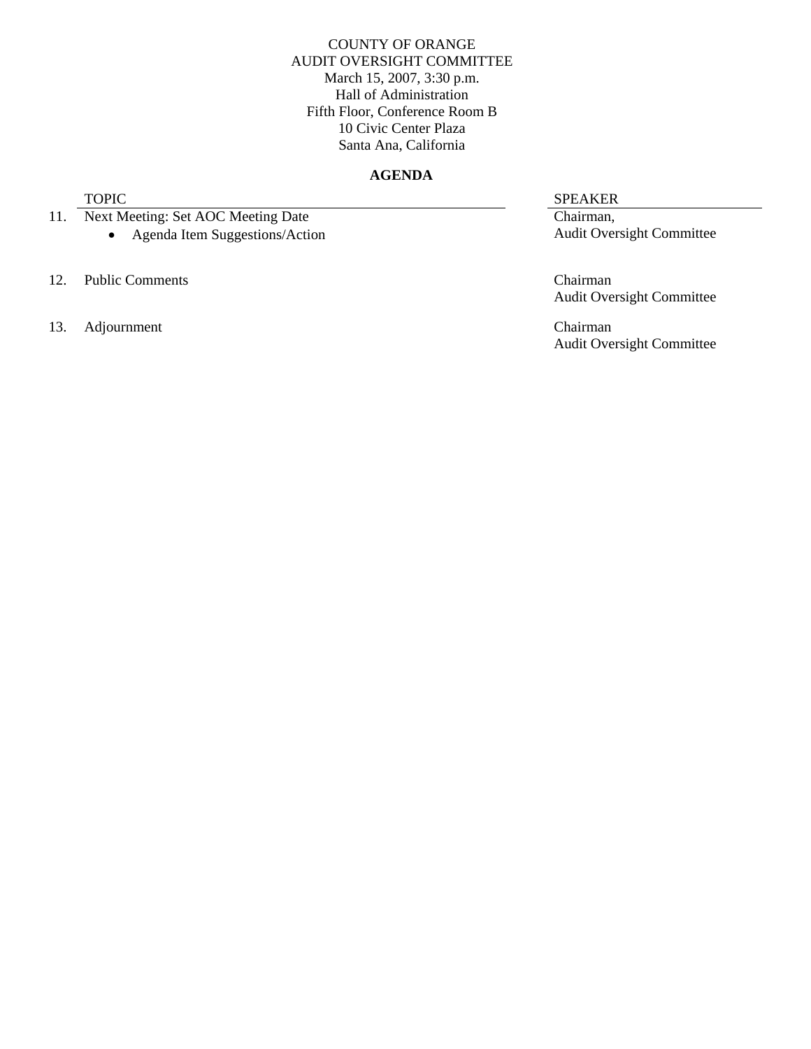COUNTY OF ORANGE
AUDIT OVERSIGHT COMMITTEE
March 15, 2007, 3:30 p.m.
Hall of Administration
Fifth Floor, Conference Room B
10 Civic Center Plaza
Santa Ana, California

**AGENDA**

| | TOPIC | SPEAKER |
|---|---|---|
| 11. | Next Meeting: Set AOC Meeting Date<br>• Agenda Item Suggestions/Action | Chairman,<br>Audit Oversight Committee |
| 12. | Public Comments | Chairman<br>Audit Oversight Committee |
| 13. | Adjournment | Chairman<br>Audit Oversight Committee |